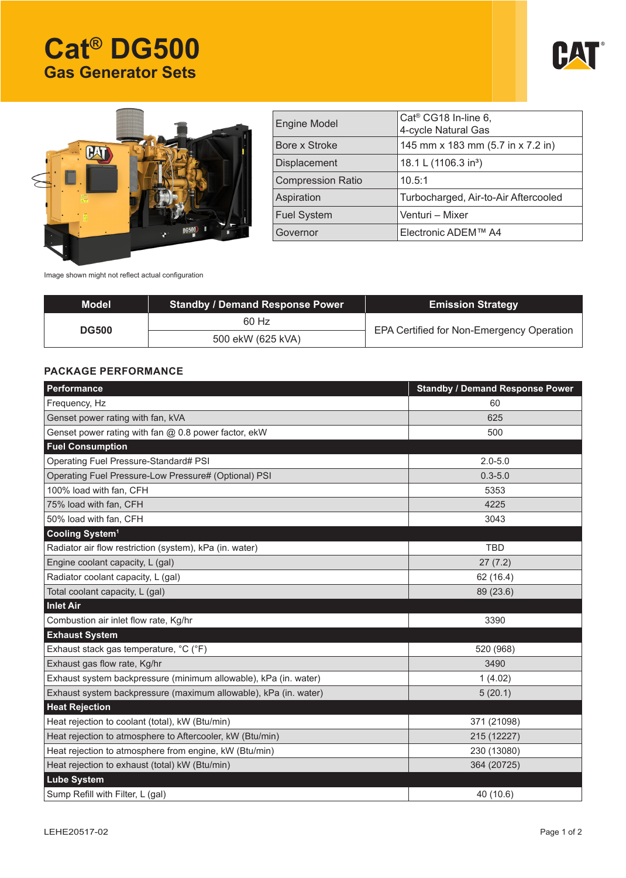# Cat® DG500

## Gas Generator Sets

| Engine Model | Cat® CG18 In-line 6, 4-cycle Natural Gas |
|---|---|
| Bore x Stroke | 145 mm x 183 mm (5.7 in x 7.2 in) |
| Displacement | 18.1 L (1106.3 in³) |
| Compression Ratio | 10.5:1 |
| Aspiration | Turbocharged, Air-to-Air Aftercooled |
| Fuel System | Venturi – Mixer |
| Governor | Electronic ADEM™ A4 |

Image shown might not reflect actual configuration

| Model | Standby / Demand Response Power | Emission Strategy |
|---|---|---|
| DG500 | 60 Hz | EPA Certified for Non-Emergency Operation |
| | 500 ekW (625 kVA) | |

### PACKAGE PERFORMANCE

| Performance | Standby / Demand Response Power |
|---|---|
| Frequency, Hz | 60 |
| Genset power rating with fan, kVA | 625 |
| Genset power rating with fan @ 0.8 power factor, ekW | 500 |
| **Fuel Consumption** | |
| Operating Fuel Pressure-Standard# PSI | 2.0-5.0 |
| Operating Fuel Pressure-Low Pressure# (Optional) PSI | 0.3-5.0 |
| 100% load with fan, CFH | 5353 |
| 75% load with fan, CFH | 4225 |
| 50% load with fan, CFH | 3043 |
| **Cooling System[1]** | |
| Radiator air flow restriction (system), kPa (in. water) | TBD |
| Engine coolant capacity, L (gal) | 27 (7.2) |
| Radiator coolant capacity, L (gal) | 62 (16.4) |
| Total coolant capacity, L (gal) | 89 (23.6) |
| **Inlet Air** | |
| Combustion air inlet flow rate, Kg/hr | 3390 |
| **Exhaust System** | |
| Exhaust stack gas temperature, °C (°F) | 520 (968) |
| Exhaust gas flow rate, Kg/hr | 3490 |
| Exhaust system backpressure (minimum allowable), kPa (in. water) | 1 (4.02) |
| Exhaust system backpressure (maximum allowable), kPa (in. water) | 5 (20.1) |
| **Heat Rejection** | |
| Heat rejection to coolant (total), kW (Btu/min) | 371 (21098) |
| Heat rejection to atmosphere to Aftercooler, kW (Btu/min) | 215 (12227) |
| Heat rejection to atmosphere from engine, kW (Btu/min) | 230 (13080) |
| Heat rejection to exhaust (total) kW (Btu/min) | 364 (20725) |
| **Lube System** | |
| Sump Refill with Filter, L (gal) | 40 (10.6) |

LEHE20517-02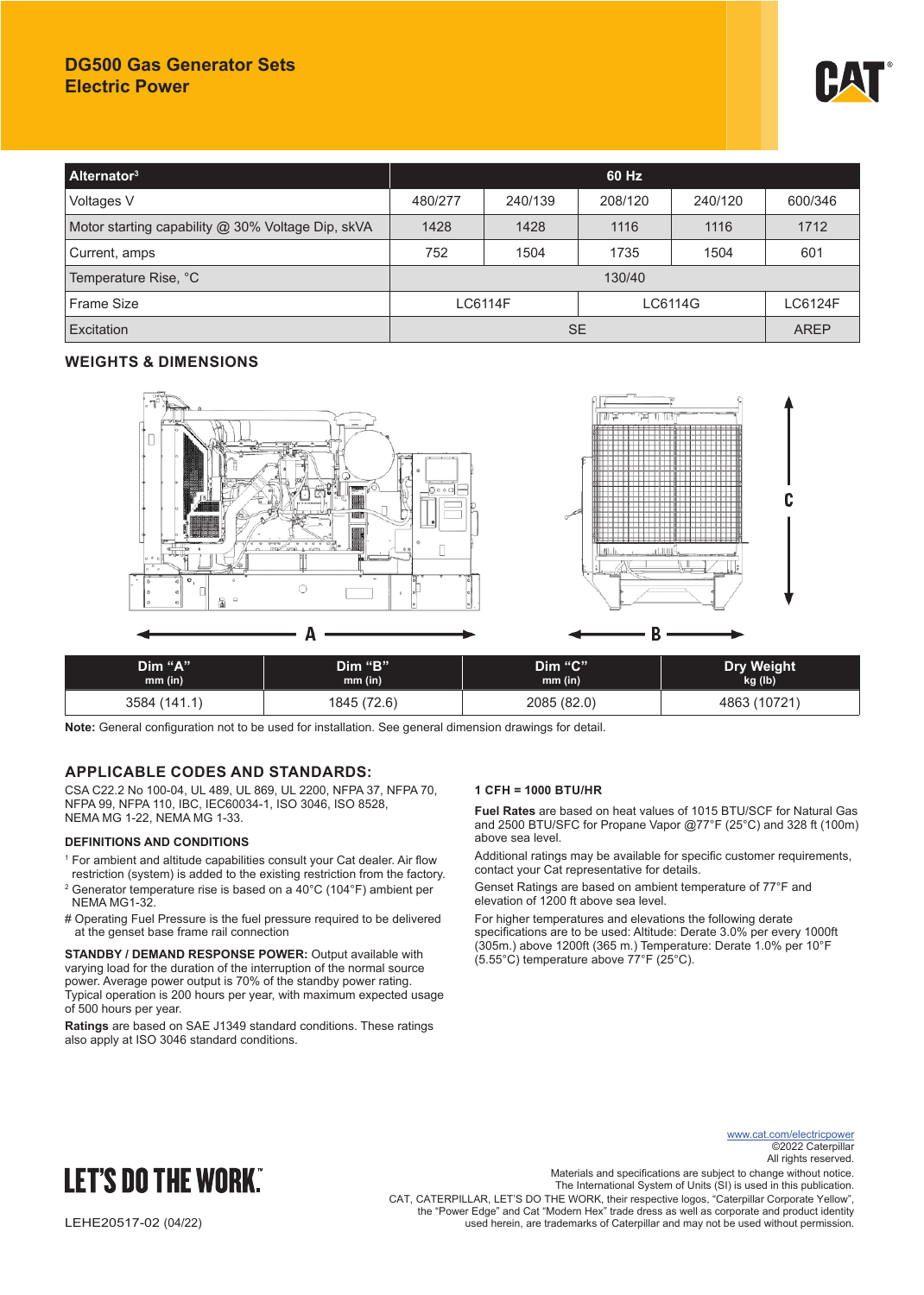# DG500 Gas Generator Sets
## Electric Power

| Alternator[3] | 60 Hz | | | | |
|---|---|---|---|---|---|
| Voltages V | 480/277 | 240/139 | 208/120 | 240/120 | 600/346 |
| Motor starting capability @ 30% Voltage Dip, skVA | 1428 | 1428 | 1116 | 1116 | 1712 |
| Current, amps | 752 | 1504 | 1735 | 1504 | 601 |
| Temperature Rise, °C | 130/40 | | | | |
| Frame Size | LC6114F | | LC6114G | | LC6124F |
| Excitation | SE | | | | AREP |

## WEIGHTS & DIMENSIONS

A

B

C

| Dim "A" mm (in) | Dim "B" mm (in) | Dim "C" mm (in) | Dry Weight kg (lb) |
|---|---|---|---|
| 3584 (141.1) | 1845 (72.6) | 2085 (82.0) | 4863 (10721) |

**Note:** General configuration not to be used for installation. See general dimension drawings for detail.

## APPLICABLE CODES AND STANDARDS:

CSA C22.2 No 100-04, UL 489, UL 869, UL 2200, NFPA 37, NFPA 70, NFPA 99, NFPA 110, IBC, IEC60034-1, ISO 3046, ISO 8528, NEMA MG 1-22, NEMA MG 1-33.

### DEFINITIONS AND CONDITIONS

[1] For ambient and altitude capabilities consult your Cat dealer. Air flow restriction (system) is added to the existing restriction from the factory.

[2] Generator temperature rise is based on a 40°C (104°F) ambient per NEMA MG1-32.

# Operating Fuel Pressure is the fuel pressure required to be delivered at the genset base frame rail connection

**STANDBY / DEMAND RESPONSE POWER:** Output available with varying load for the duration of the interruption of the normal source power. Average power output is 70% of the standby power rating. Typical operation is 200 hours per year, with maximum expected usage of 500 hours per year.

**Ratings** are based on SAE J1349 standard conditions. These ratings also apply at ISO 3046 standard conditions.

**1 CFH = 1000 BTU/HR**

**Fuel Rates** are based on heat values of 1015 BTU/SCF for Natural Gas and 2500 BTU/SFC for Propane Vapor @77°F (25°C) and 328 ft (100m) above sea level.

Additional ratings may be available for specific customer requirements, contact your Cat representative for details.

Genset Ratings are based on ambient temperature of 77°F and elevation of 1200 ft above sea level.

For higher temperatures and elevations the following derate specifications are to be used: Altitude: Derate 3.0% per every 1000ft (305m.) above 1200ft (365 m.) Temperature: Derate 1.0% per 10°F (5.55°C) temperature above 77°F (25°C).

LET'S DO THE WORK.

LEHE20517-02 (04/22)

www.cat.com/electricpower
©2022 Caterpillar
All rights reserved.

Materials and specifications are subject to change without notice.
The International System of Units (SI) is used in this publication.
CAT, CATERPILLAR, LET'S DO THE WORK, their respective logos, "Caterpillar Corporate Yellow", the "Power Edge" and Cat "Modern Hex" trade dress as well as corporate and product identity used herein, are trademarks of Caterpillar and may not be used without permission.